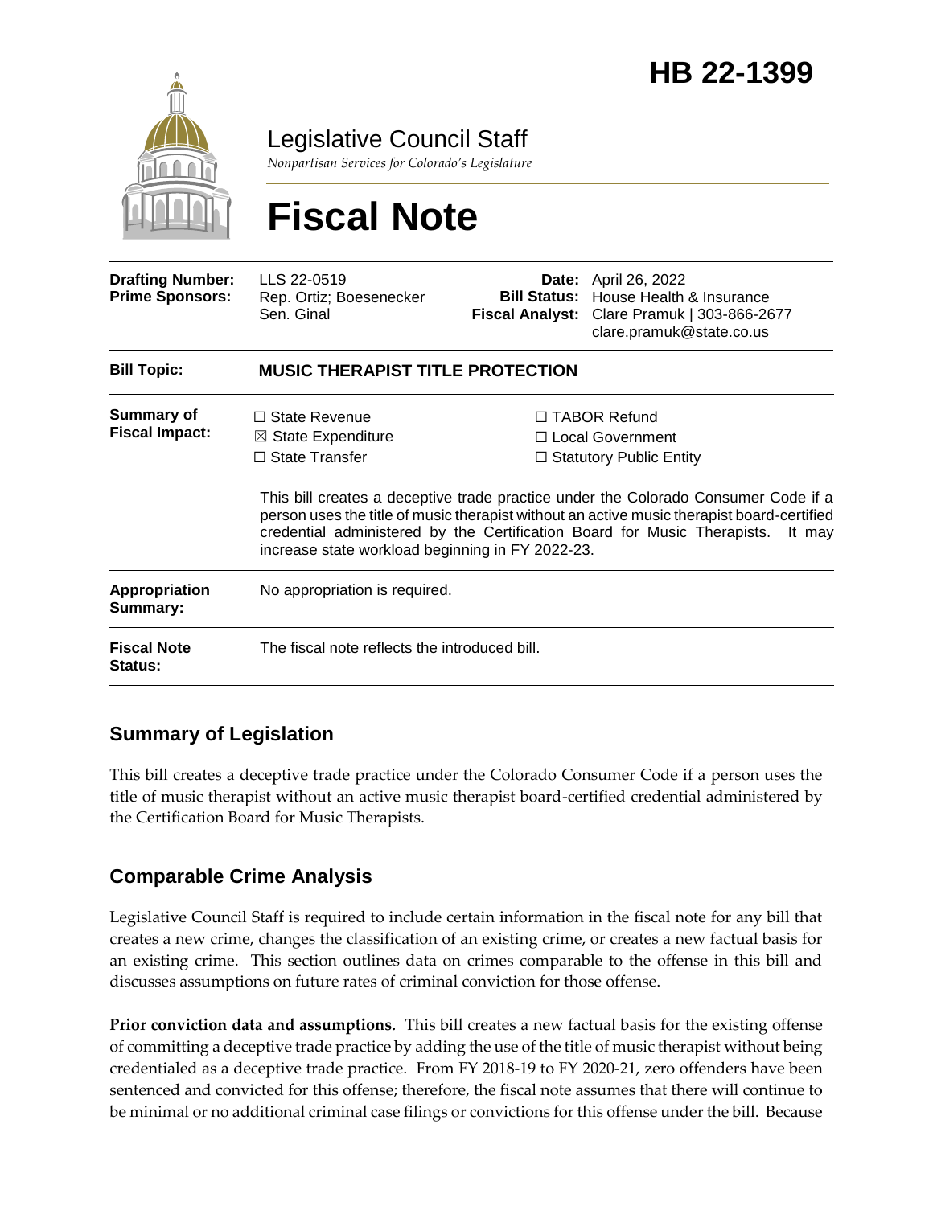# HB 22-1399

Legislative Council Staff

*Nonpartisan Services for Colorado's Legislature*

# Fiscal Note

| | | | |
|---|---|---|---|
| **Drafting Number:** | LLS 22-0519 | **Date:** | April 26, 2022 |
| **Prime Sponsors:** | Rep. Ortiz; Boesenecker<br>Sen. Ginal | **Bill Status:** | House Health & Insurance |
| | | **Fiscal Analyst:** | Clare Pramuk \| 303-866-2677<br>clare.pramuk@state.co.us |

| | |
|---|---|
| **Bill Topic:** | **MUSIC THERAPIST TITLE PROTECTION** |
| **Summary of Fiscal Impact:** | ☐ State Revenue ☒ State Expenditure ☐ State Transfer ☐ TABOR Refund ☐ Local Government ☐ Statutory Public Entity<br><br>This bill creates a deceptive trade practice under the Colorado Consumer Code if a person uses the title of music therapist without an active music therapist board-certified credential administered by the Certification Board for Music Therapists. It may increase state workload beginning in FY 2022-23. |
| **Appropriation Summary:** | No appropriation is required. |
| **Fiscal Note Status:** | The fiscal note reflects the introduced bill. |

## Summary of Legislation

This bill creates a deceptive trade practice under the Colorado Consumer Code if a person uses the title of music therapist without an active music therapist board-certified credential administered by the Certification Board for Music Therapists.

## Comparable Crime Analysis

Legislative Council Staff is required to include certain information in the fiscal note for any bill that creates a new crime, changes the classification of an existing crime, or creates a new factual basis for an existing crime. This section outlines data on crimes comparable to the offense in this bill and discusses assumptions on future rates of criminal conviction for those offense.

**Prior conviction data and assumptions.** This bill creates a new factual basis for the existing offense of committing a deceptive trade practice by adding the use of the title of music therapist without being credentialed as a deceptive trade practice. From FY 2018-19 to FY 2020-21, zero offenders have been sentenced and convicted for this offense; therefore, the fiscal note assumes that there will continue to be minimal or no additional criminal case filings or convictions for this offense under the bill. Because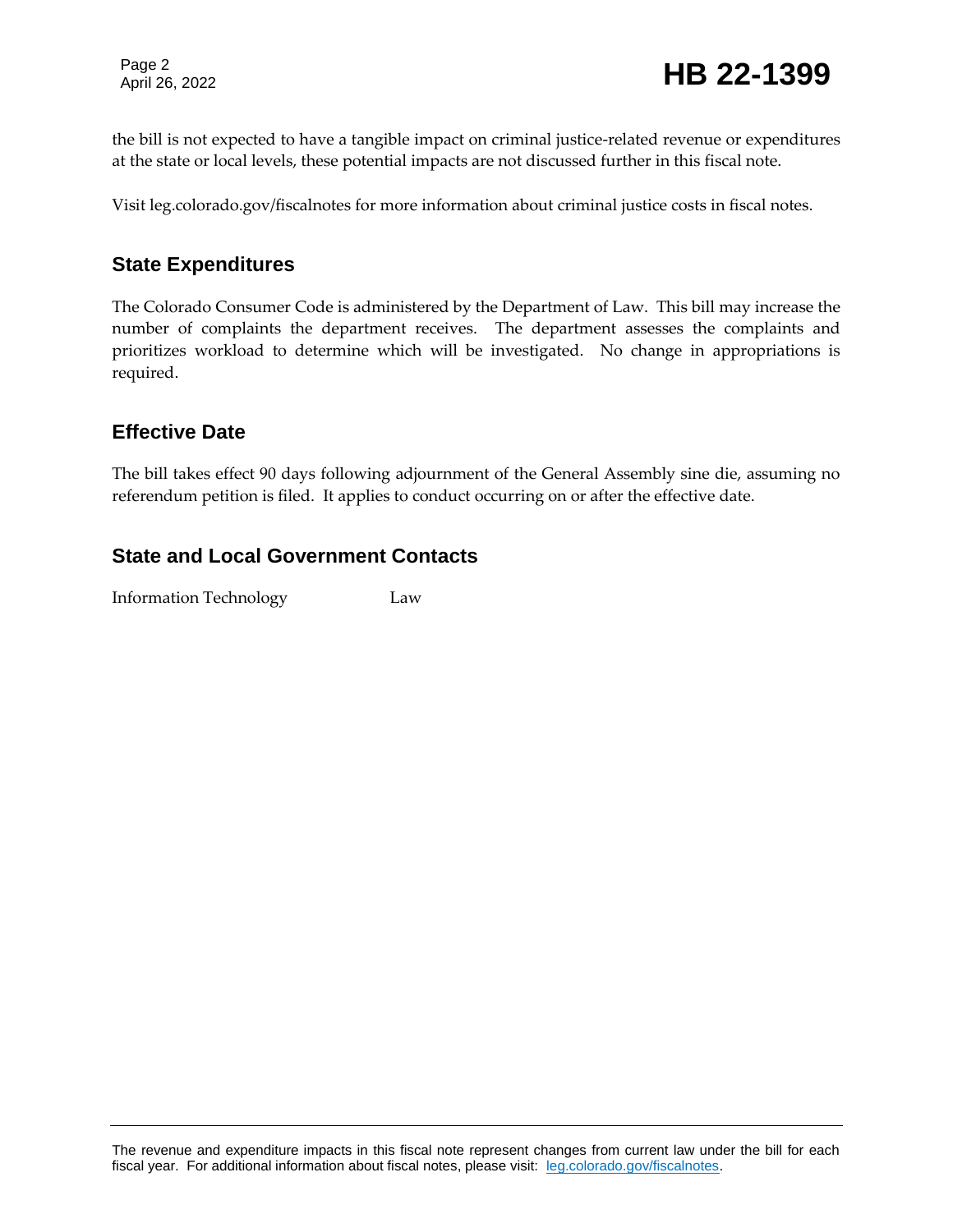the bill is not expected to have a tangible impact on criminal justice-related revenue or expenditures at the state or local levels, these potential impacts are not discussed further in this fiscal note.

Visit leg.colorado.gov/fiscalnotes for more information about criminal justice costs in fiscal notes.

## State Expenditures

The Colorado Consumer Code is administered by the Department of Law. This bill may increase the number of complaints the department receives. The department assesses the complaints and prioritizes workload to determine which will be investigated. No change in appropriations is required.

## Effective Date

The bill takes effect 90 days following adjournment of the General Assembly sine die, assuming no referendum petition is filed. It applies to conduct occurring on or after the effective date.

## State and Local Government Contacts

Information Technology    Law

The revenue and expenditure impacts in this fiscal note represent changes from current law under the bill for each fiscal year. For additional information about fiscal notes, please visit: leg.colorado.gov/fiscalnotes.